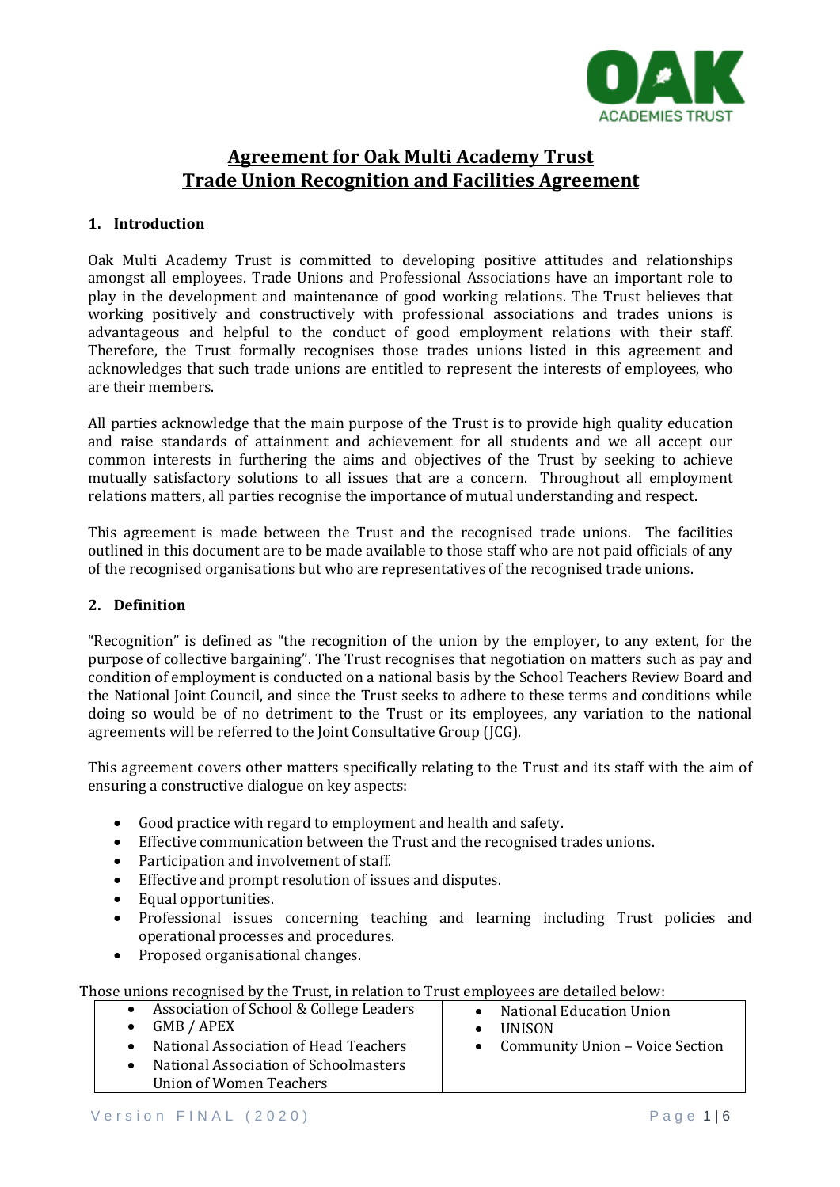# Agreement for Oak Multi Academy Trust
# Trade Union Recognition and Facilities Agreement

## 1. Introduction

Oak Multi Academy Trust is committed to developing positive attitudes and relationships amongst all employees. Trade Unions and Professional Associations have an important role to play in the development and maintenance of good working relations. The Trust believes that working positively and constructively with professional associations and trades unions is advantageous and helpful to the conduct of good employment relations with their staff. Therefore, the Trust formally recognises those trades unions listed in this agreement and acknowledges that such trade unions are entitled to represent the interests of employees, who are their members.

All parties acknowledge that the main purpose of the Trust is to provide high quality education and raise standards of attainment and achievement for all students and we all accept our common interests in furthering the aims and objectives of the Trust by seeking to achieve mutually satisfactory solutions to all issues that are a concern. Throughout all employment relations matters, all parties recognise the importance of mutual understanding and respect.

This agreement is made between the Trust and the recognised trade unions. The facilities outlined in this document are to be made available to those staff who are not paid officials of any of the recognised organisations but who are representatives of the recognised trade unions.

## 2. Definition

"Recognition" is defined as "the recognition of the union by the employer, to any extent, for the purpose of collective bargaining". The Trust recognises that negotiation on matters such as pay and condition of employment is conducted on a national basis by the School Teachers Review Board and the National Joint Council, and since the Trust seeks to adhere to these terms and conditions while doing so would be of no detriment to the Trust or its employees, any variation to the national agreements will be referred to the Joint Consultative Group (JCG).

This agreement covers other matters specifically relating to the Trust and its staff with the aim of ensuring a constructive dialogue on key aspects:

- Good practice with regard to employment and health and safety.
- Effective communication between the Trust and the recognised trades unions.
- Participation and involvement of staff.
- Effective and prompt resolution of issues and disputes.
- Equal opportunities.
- Professional issues concerning teaching and learning including Trust policies and operational processes and procedures.
- Proposed organisational changes.

Those unions recognised by the Trust, in relation to Trust employees are detailed below:

| | |
|---|---|
| • Association of School & College Leaders<br>• GMB / APEX<br>• National Association of Head Teachers<br>• National Association of Schoolmasters Union of Women Teachers | • National Education Union<br>• UNISON<br>• Community Union – Voice Section |

Version FINAL (2020)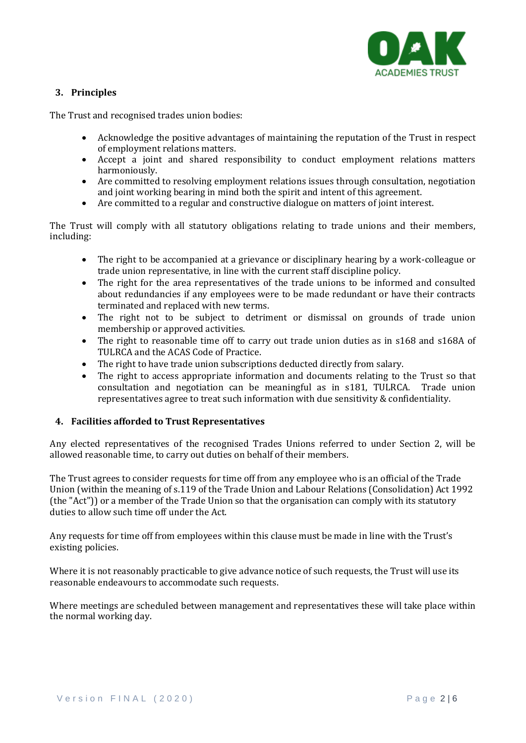## 3. Principles

The Trust and recognised trades union bodies:

- Acknowledge the positive advantages of maintaining the reputation of the Trust in respect of employment relations matters.
- Accept a joint and shared responsibility to conduct employment relations matters harmoniously.
- Are committed to resolving employment relations issues through consultation, negotiation and joint working bearing in mind both the spirit and intent of this agreement.
- Are committed to a regular and constructive dialogue on matters of joint interest.

The Trust will comply with all statutory obligations relating to trade unions and their members, including:

- The right to be accompanied at a grievance or disciplinary hearing by a work-colleague or trade union representative, in line with the current staff discipline policy.
- The right for the area representatives of the trade unions to be informed and consulted about redundancies if any employees were to be made redundant or have their contracts terminated and replaced with new terms.
- The right not to be subject to detriment or dismissal on grounds of trade union membership or approved activities.
- The right to reasonable time off to carry out trade union duties as in s168 and s168A of TULRCA and the ACAS Code of Practice.
- The right to have trade union subscriptions deducted directly from salary.
- The right to access appropriate information and documents relating to the Trust so that consultation and negotiation can be meaningful as in s181, TULRCA. Trade union representatives agree to treat such information with due sensitivity & confidentiality.

## 4. Facilities afforded to Trust Representatives

Any elected representatives of the recognised Trades Unions referred to under Section 2, will be allowed reasonable time, to carry out duties on behalf of their members.

The Trust agrees to consider requests for time off from any employee who is an official of the Trade Union (within the meaning of s.119 of the Trade Union and Labour Relations (Consolidation) Act 1992 (the "Act")) or a member of the Trade Union so that the organisation can comply with its statutory duties to allow such time off under the Act.

Any requests for time off from employees within this clause must be made in line with the Trust's existing policies.

Where it is not reasonably practicable to give advance notice of such requests, the Trust will use its reasonable endeavours to accommodate such requests.

Where meetings are scheduled between management and representatives these will take place within the normal working day.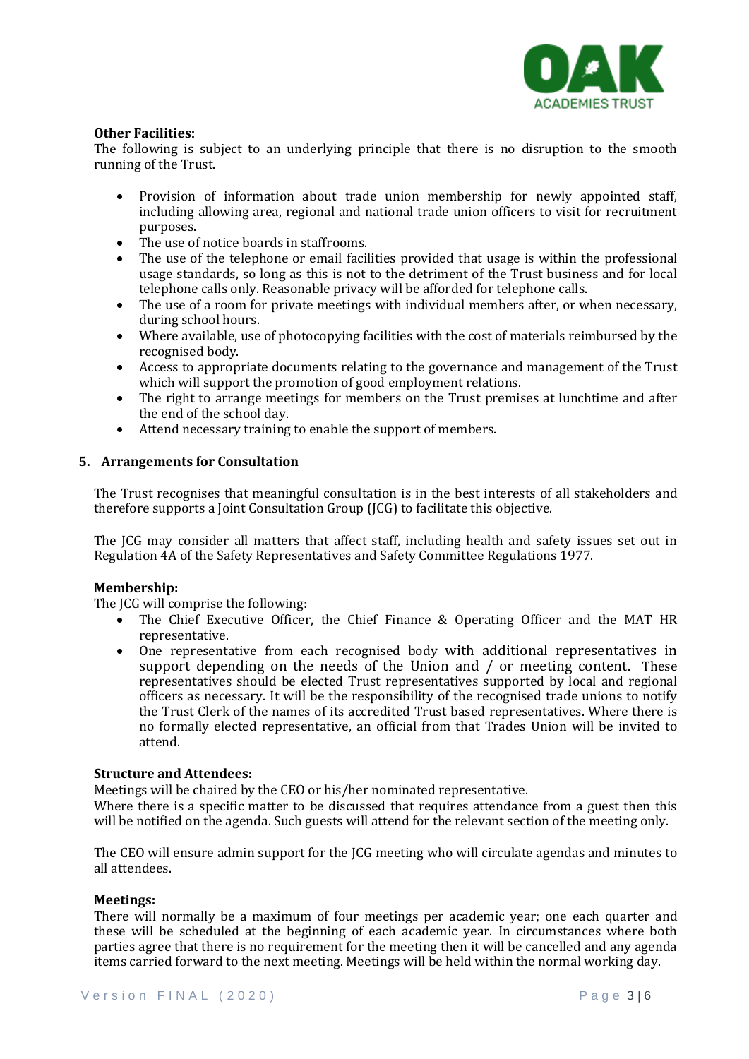**Other Facilities:**
The following is subject to an underlying principle that there is no disruption to the smooth running of the Trust.

- Provision of information about trade union membership for newly appointed staff, including allowing area, regional and national trade union officers to visit for recruitment purposes.
- The use of notice boards in staffrooms.
- The use of the telephone or email facilities provided that usage is within the professional usage standards, so long as this is not to the detriment of the Trust business and for local telephone calls only. Reasonable privacy will be afforded for telephone calls.
- The use of a room for private meetings with individual members after, or when necessary, during school hours.
- Where available, use of photocopying facilities with the cost of materials reimbursed by the recognised body.
- Access to appropriate documents relating to the governance and management of the Trust which will support the promotion of good employment relations.
- The right to arrange meetings for members on the Trust premises at lunchtime and after the end of the school day.
- Attend necessary training to enable the support of members.

## 5. Arrangements for Consultation

The Trust recognises that meaningful consultation is in the best interests of all stakeholders and therefore supports a Joint Consultation Group (JCG) to facilitate this objective.

The JCG may consider all matters that affect staff, including health and safety issues set out in Regulation 4A of the Safety Representatives and Safety Committee Regulations 1977.

**Membership:**
The JCG will comprise the following:

- The Chief Executive Officer, the Chief Finance & Operating Officer and the MAT HR representative.
- One representative from each recognised body with additional representatives in support depending on the needs of the Union and / or meeting content. These representatives should be elected Trust representatives supported by local and regional officers as necessary. It will be the responsibility of the recognised trade unions to notify the Trust Clerk of the names of its accredited Trust based representatives. Where there is no formally elected representative, an official from that Trades Union will be invited to attend.

**Structure and Attendees:**
Meetings will be chaired by the CEO or his/her nominated representative.
Where there is a specific matter to be discussed that requires attendance from a guest then this will be notified on the agenda. Such guests will attend for the relevant section of the meeting only.

The CEO will ensure admin support for the JCG meeting who will circulate agendas and minutes to all attendees.

**Meetings:**
There will normally be a maximum of four meetings per academic year; one each quarter and these will be scheduled at the beginning of each academic year. In circumstances where both parties agree that there is no requirement for the meeting then it will be cancelled and any agenda items carried forward to the next meeting. Meetings will be held within the normal working day.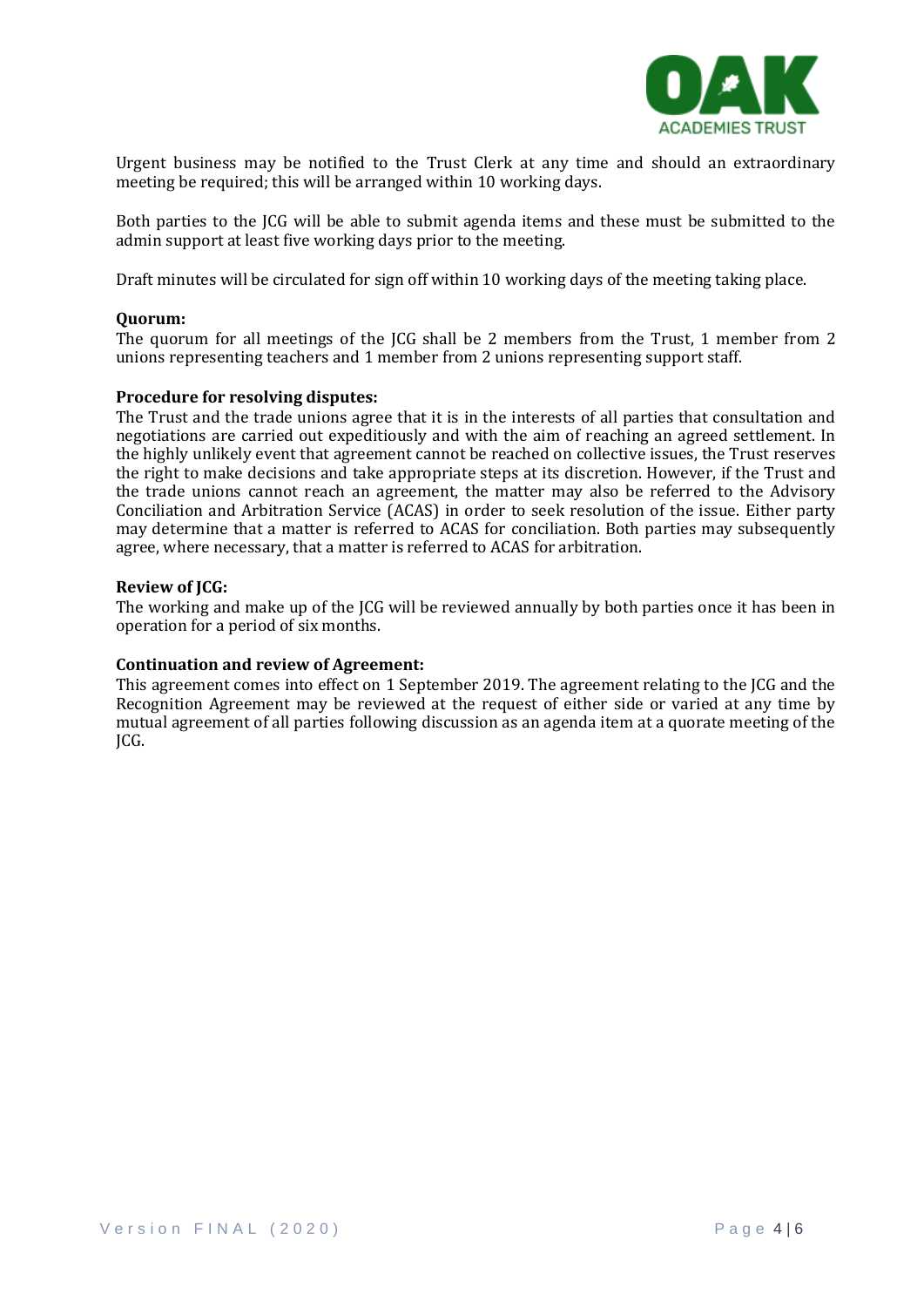Urgent business may be notified to the Trust Clerk at any time and should an extraordinary meeting be required; this will be arranged within 10 working days.

Both parties to the JCG will be able to submit agenda items and these must be submitted to the admin support at least five working days prior to the meeting.

Draft minutes will be circulated for sign off within 10 working days of the meeting taking place.

**Quorum:**
The quorum for all meetings of the JCG shall be 2 members from the Trust, 1 member from 2 unions representing teachers and 1 member from 2 unions representing support staff.

**Procedure for resolving disputes:**
The Trust and the trade unions agree that it is in the interests of all parties that consultation and negotiations are carried out expeditiously and with the aim of reaching an agreed settlement. In the highly unlikely event that agreement cannot be reached on collective issues, the Trust reserves the right to make decisions and take appropriate steps at its discretion. However, if the Trust and the trade unions cannot reach an agreement, the matter may also be referred to the Advisory Conciliation and Arbitration Service (ACAS) in order to seek resolution of the issue. Either party may determine that a matter is referred to ACAS for conciliation. Both parties may subsequently agree, where necessary, that a matter is referred to ACAS for arbitration.

**Review of JCG:**
The working and make up of the JCG will be reviewed annually by both parties once it has been in operation for a period of six months.

**Continuation and review of Agreement:**
This agreement comes into effect on 1 September 2019. The agreement relating to the JCG and the Recognition Agreement may be reviewed at the request of either side or varied at any time by mutual agreement of all parties following discussion as an agenda item at a quorate meeting of the JCG.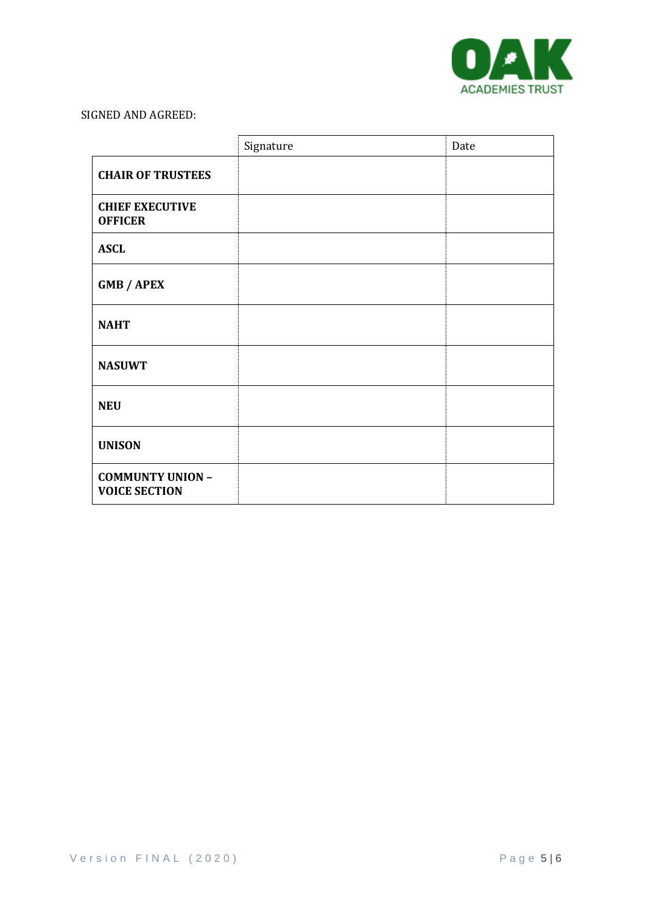SIGNED AND AGREED:

| | Signature | Date |
|---|---|---|
| **CHAIR OF TRUSTEES** | | |
| **CHIEF EXECUTIVE OFFICER** | | |
| **ASCL** | | |
| **GMB / APEX** | | |
| **NAHT** | | |
| **NASUWT** | | |
| **NEU** | | |
| **UNISON** | | |
| **COMMUNTY UNION – VOICE SECTION** | | |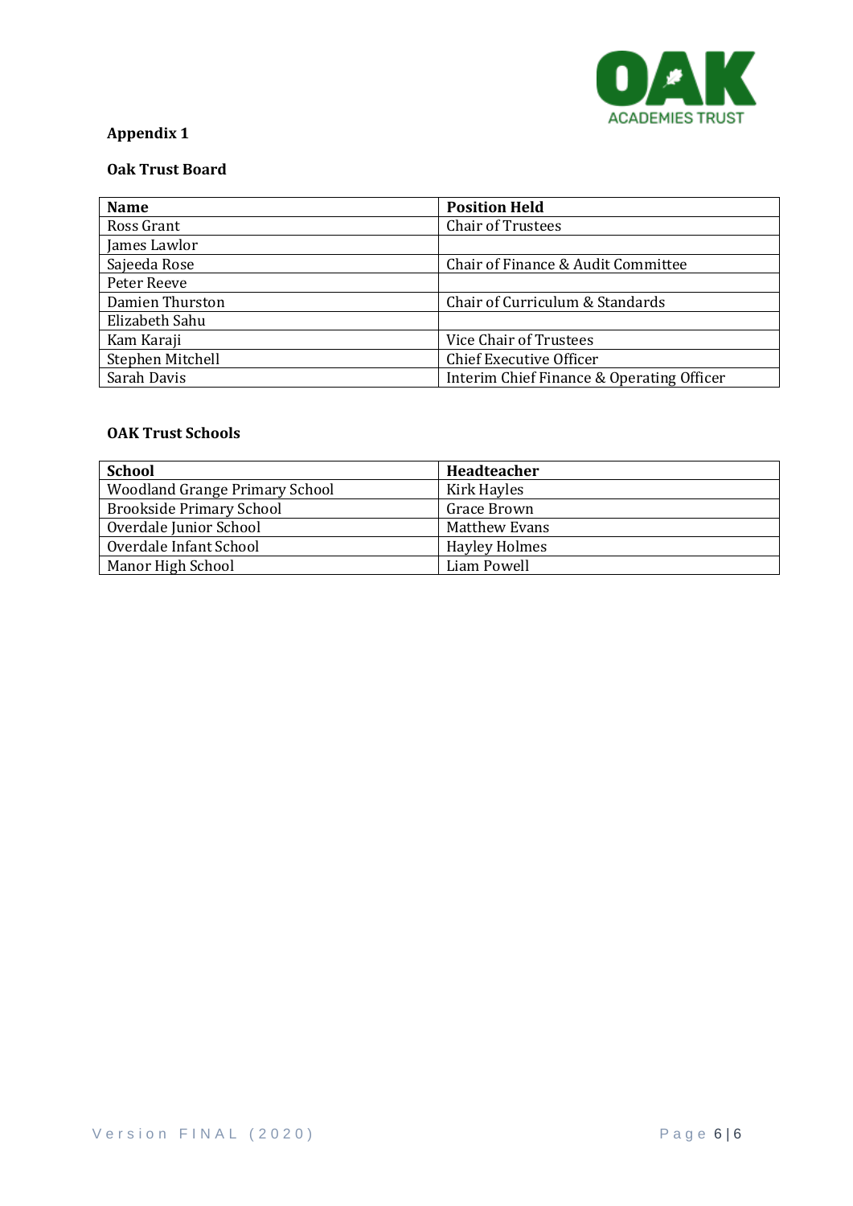## Appendix 1

### Oak Trust Board

| Name | Position Held |
|---|---|
| Ross Grant | Chair of Trustees |
| James Lawlor | |
| Sajeeda Rose | Chair of Finance & Audit Committee |
| Peter Reeve | |
| Damien Thurston | Chair of Curriculum & Standards |
| Elizabeth Sahu | |
| Kam Karaji | Vice Chair of Trustees |
| Stephen Mitchell | Chief Executive Officer |
| Sarah Davis | Interim Chief Finance & Operating Officer |

### OAK Trust Schools

| School | Headteacher |
|---|---|
| Woodland Grange Primary School | Kirk Hayles |
| Brookside Primary School | Grace Brown |
| Overdale Junior School | Matthew Evans |
| Overdale Infant School | Hayley Holmes |
| Manor High School | Liam Powell |